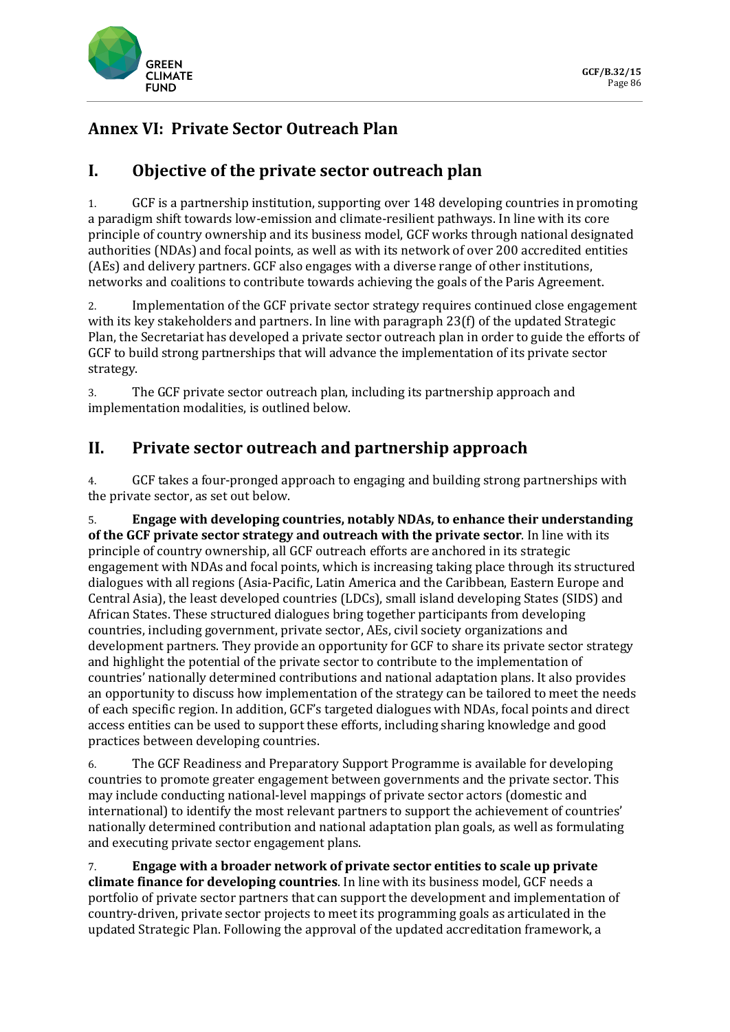# Annex VI: Private Sector Outreach Plan

## I. Objective of the private sector outreach plan

1. GCF is a partnership institution, supporting over 148 developing countries in promoting a paradigm shift towards low-emission and climate-resilient pathways. In line with its core principle of country ownership and its business model, GCF works through national designated authorities (NDAs) and focal points, as well as with its network of over 200 accredited entities (AEs) and delivery partners. GCF also engages with a diverse range of other institutions, networks and coalitions to contribute towards achieving the goals of the Paris Agreement.

2. Implementation of the GCF private sector strategy requires continued close engagement with its key stakeholders and partners. In line with paragraph 23(f) of the updated Strategic Plan, the Secretariat has developed a private sector outreach plan in order to guide the efforts of GCF to build strong partnerships that will advance the implementation of its private sector strategy.

3. The GCF private sector outreach plan, including its partnership approach and implementation modalities, is outlined below.

## II. Private sector outreach and partnership approach

4. GCF takes a four-pronged approach to engaging and building strong partnerships with the private sector, as set out below.

5. **Engage with developing countries, notably NDAs, to enhance their understanding of the GCF private sector strategy and outreach with the private sector**. In line with its principle of country ownership, all GCF outreach efforts are anchored in its strategic engagement with NDAs and focal points, which is increasing taking place through its structured dialogues with all regions (Asia-Pacific, Latin America and the Caribbean, Eastern Europe and Central Asia), the least developed countries (LDCs), small island developing States (SIDS) and African States. These structured dialogues bring together participants from developing countries, including government, private sector, AEs, civil society organizations and development partners. They provide an opportunity for GCF to share its private sector strategy and highlight the potential of the private sector to contribute to the implementation of countries' nationally determined contributions and national adaptation plans. It also provides an opportunity to discuss how implementation of the strategy can be tailored to meet the needs of each specific region. In addition, GCF's targeted dialogues with NDAs, focal points and direct access entities can be used to support these efforts, including sharing knowledge and good practices between developing countries.

6. The GCF Readiness and Preparatory Support Programme is available for developing countries to promote greater engagement between governments and the private sector. This may include conducting national-level mappings of private sector actors (domestic and international) to identify the most relevant partners to support the achievement of countries' nationally determined contribution and national adaptation plan goals, as well as formulating and executing private sector engagement plans.

7. **Engage with a broader network of private sector entities to scale up private climate finance for developing countries**. In line with its business model, GCF needs a portfolio of private sector partners that can support the development and implementation of country-driven, private sector projects to meet its programming goals as articulated in the updated Strategic Plan. Following the approval of the updated accreditation framework, a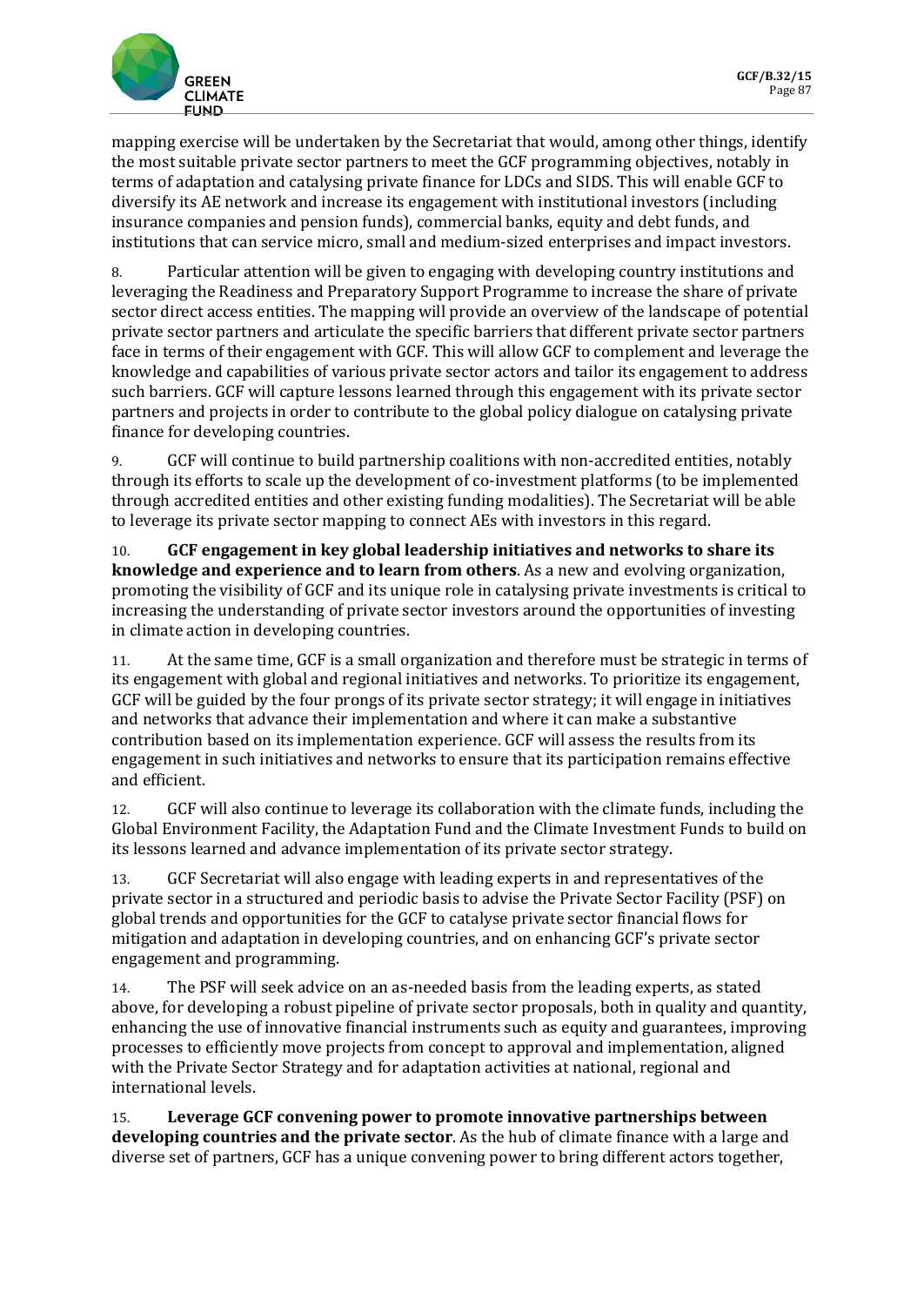mapping exercise will be undertaken by the Secretariat that would, among other things, identify the most suitable private sector partners to meet the GCF programming objectives, notably in terms of adaptation and catalysing private finance for LDCs and SIDS. This will enable GCF to diversify its AE network and increase its engagement with institutional investors (including insurance companies and pension funds), commercial banks, equity and debt funds, and institutions that can service micro, small and medium-sized enterprises and impact investors.

8. Particular attention will be given to engaging with developing country institutions and leveraging the Readiness and Preparatory Support Programme to increase the share of private sector direct access entities. The mapping will provide an overview of the landscape of potential private sector partners and articulate the specific barriers that different private sector partners face in terms of their engagement with GCF. This will allow GCF to complement and leverage the knowledge and capabilities of various private sector actors and tailor its engagement to address such barriers. GCF will capture lessons learned through this engagement with its private sector partners and projects in order to contribute to the global policy dialogue on catalysing private finance for developing countries.

9. GCF will continue to build partnership coalitions with non-accredited entities, notably through its efforts to scale up the development of co-investment platforms (to be implemented through accredited entities and other existing funding modalities). The Secretariat will be able to leverage its private sector mapping to connect AEs with investors in this regard.

10. **GCF engagement in key global leadership initiatives and networks to share its knowledge and experience and to learn from others**. As a new and evolving organization, promoting the visibility of GCF and its unique role in catalysing private investments is critical to increasing the understanding of private sector investors around the opportunities of investing in climate action in developing countries.

11. At the same time, GCF is a small organization and therefore must be strategic in terms of its engagement with global and regional initiatives and networks. To prioritize its engagement, GCF will be guided by the four prongs of its private sector strategy; it will engage in initiatives and networks that advance their implementation and where it can make a substantive contribution based on its implementation experience. GCF will assess the results from its engagement in such initiatives and networks to ensure that its participation remains effective and efficient.

12. GCF will also continue to leverage its collaboration with the climate funds, including the Global Environment Facility, the Adaptation Fund and the Climate Investment Funds to build on its lessons learned and advance implementation of its private sector strategy.

13. GCF Secretariat will also engage with leading experts in and representatives of the private sector in a structured and periodic basis to advise the Private Sector Facility (PSF) on global trends and opportunities for the GCF to catalyse private sector financial flows for mitigation and adaptation in developing countries, and on enhancing GCF's private sector engagement and programming.

14. The PSF will seek advice on an as-needed basis from the leading experts, as stated above, for developing a robust pipeline of private sector proposals, both in quality and quantity, enhancing the use of innovative financial instruments such as equity and guarantees, improving processes to efficiently move projects from concept to approval and implementation, aligned with the Private Sector Strategy and for adaptation activities at national, regional and international levels.

15. **Leverage GCF convening power to promote innovative partnerships between developing countries and the private sector**. As the hub of climate finance with a large and diverse set of partners, GCF has a unique convening power to bring different actors together,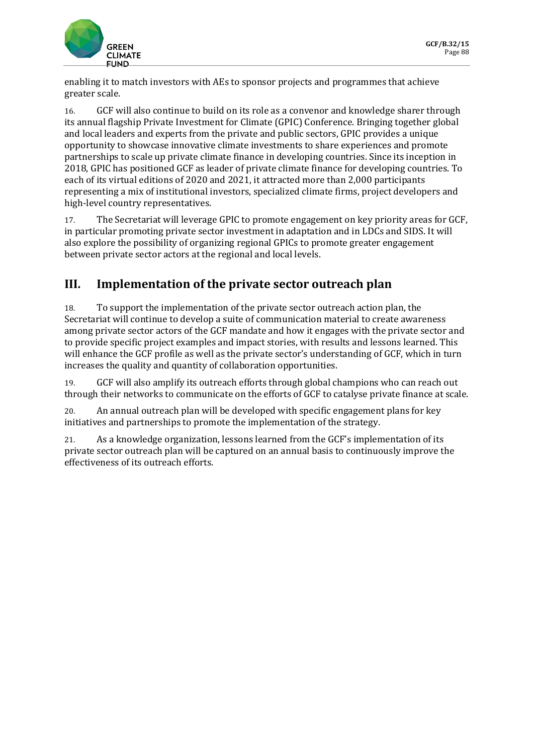enabling it to match investors with AEs to sponsor projects and programmes that achieve greater scale.

16. GCF will also continue to build on its role as a convenor and knowledge sharer through its annual flagship Private Investment for Climate (GPIC) Conference. Bringing together global and local leaders and experts from the private and public sectors, GPIC provides a unique opportunity to showcase innovative climate investments to share experiences and promote partnerships to scale up private climate finance in developing countries. Since its inception in 2018, GPIC has positioned GCF as leader of private climate finance for developing countries. To each of its virtual editions of 2020 and 2021, it attracted more than 2,000 participants representing a mix of institutional investors, specialized climate firms, project developers and high-level country representatives.

17. The Secretariat will leverage GPIC to promote engagement on key priority areas for GCF, in particular promoting private sector investment in adaptation and in LDCs and SIDS. It will also explore the possibility of organizing regional GPICs to promote greater engagement between private sector actors at the regional and local levels.

## III. Implementation of the private sector outreach plan

18. To support the implementation of the private sector outreach action plan, the Secretariat will continue to develop a suite of communication material to create awareness among private sector actors of the GCF mandate and how it engages with the private sector and to provide specific project examples and impact stories, with results and lessons learned. This will enhance the GCF profile as well as the private sector's understanding of GCF, which in turn increases the quality and quantity of collaboration opportunities.

19. GCF will also amplify its outreach efforts through global champions who can reach out through their networks to communicate on the efforts of GCF to catalyse private finance at scale.

20. An annual outreach plan will be developed with specific engagement plans for key initiatives and partnerships to promote the implementation of the strategy.

21. As a knowledge organization, lessons learned from the GCF's implementation of its private sector outreach plan will be captured on an annual basis to continuously improve the effectiveness of its outreach efforts.